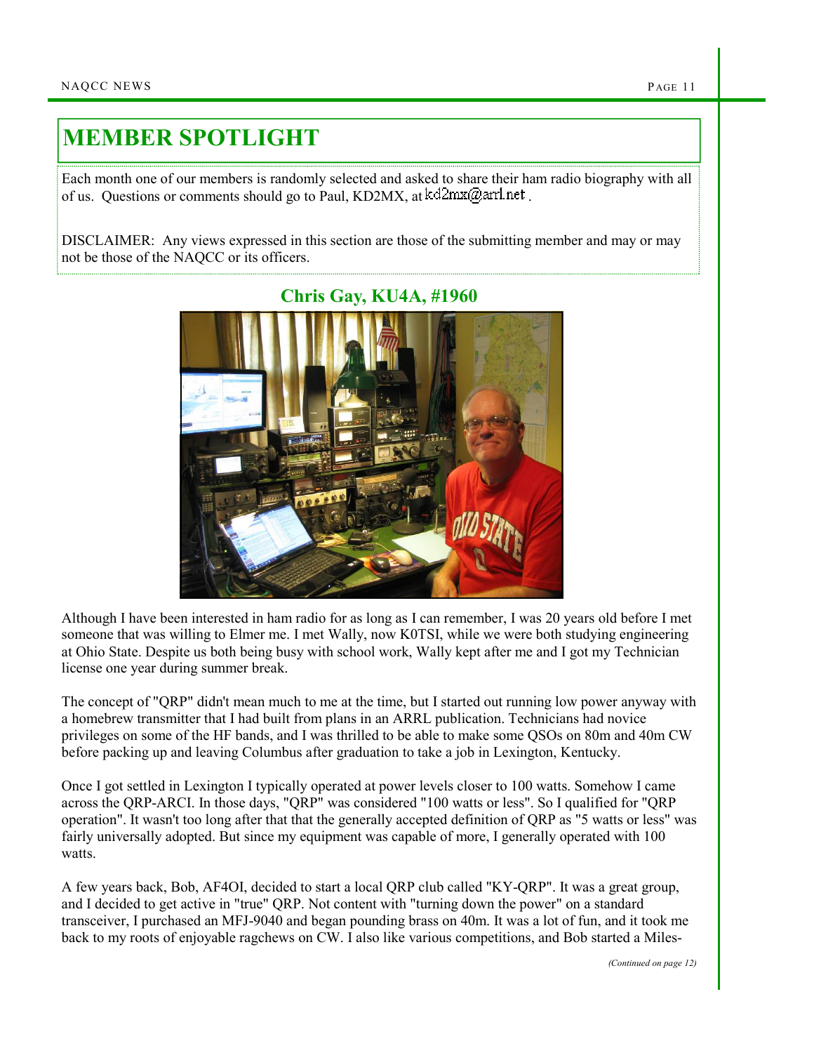# MEMBER SPOTLIGHT

Each month one of our members is randomly selected and asked to share their ham radio biography with all of us. Questions or comments should go to Paul, KD2MX, at kd2mx@arrl.net .

DISCLAIMER: Any views expressed in this section are those of the submitting member and may or may not be those of the NAQCC or its officers.

## Chris Gay, KU4A, #1960

Although I have been interested in ham radio for as long as I can remember, I was 20 years old before I met someone that was willing to Elmer me. I met Wally, now K0TSI, while we were both studying engineering at Ohio State. Despite us both being busy with school work, Wally kept after me and I got my Technician license one year during summer break.

The concept of "QRP" didn't mean much to me at the time, but I started out running low power anyway with a homebrew transmitter that I had built from plans in an ARRL publication. Technicians had novice privileges on some of the HF bands, and I was thrilled to be able to make some QSOs on 80m and 40m CW before packing up and leaving Columbus after graduation to take a job in Lexington, Kentucky.

Once I got settled in Lexington I typically operated at power levels closer to 100 watts. Somehow I came across the QRP-ARCI. In those days, "QRP" was considered "100 watts or less". So I qualified for "QRP operation". It wasn't too long after that that the generally accepted definition of QRP as "5 watts or less" was fairly universally adopted. But since my equipment was capable of more, I generally operated with 100 watts.

A few years back, Bob, AF4OI, decided to start a local QRP club called "KY-QRP". It was a great group, and I decided to get active in "true" QRP. Not content with "turning down the power" on a standard transceiver, I purchased an MFJ-9040 and began pounding brass on 40m. It was a lot of fun, and it took me back to my roots of enjoyable ragchews on CW. I also like various competitions, and Bob started a Miles-

*(Continued on page 12)*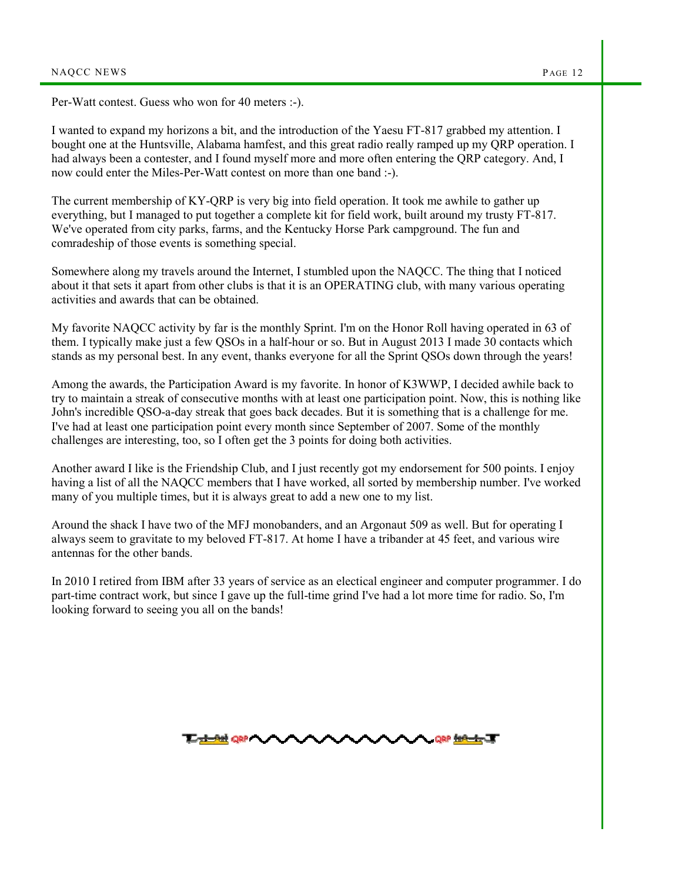Per-Watt contest. Guess who won for 40 meters :-).

I wanted to expand my horizons a bit, and the introduction of the Yaesu FT-817 grabbed my attention. I bought one at the Huntsville, Alabama hamfest, and this great radio really ramped up my QRP operation. I had always been a contester, and I found myself more and more often entering the QRP category. And, I now could enter the Miles-Per-Watt contest on more than one band :-).

The current membership of KY-QRP is very big into field operation. It took me awhile to gather up everything, but I managed to put together a complete kit for field work, built around my trusty FT-817. We've operated from city parks, farms, and the Kentucky Horse Park campground. The fun and comradeship of those events is something special.

Somewhere along my travels around the Internet, I stumbled upon the NAQCC. The thing that I noticed about it that sets it apart from other clubs is that it is an OPERATING club, with many various operating activities and awards that can be obtained.

My favorite NAQCC activity by far is the monthly Sprint. I'm on the Honor Roll having operated in 63 of them. I typically make just a few QSOs in a half-hour or so. But in August 2013 I made 30 contacts which stands as my personal best. In any event, thanks everyone for all the Sprint QSOs down through the years!

Among the awards, the Participation Award is my favorite. In honor of K3WWP, I decided awhile back to try to maintain a streak of consecutive months with at least one participation point. Now, this is nothing like John's incredible QSO-a-day streak that goes back decades. But it is something that is a challenge for me. I've had at least one participation point every month since September of 2007. Some of the monthly challenges are interesting, too, so I often get the 3 points for doing both activities.

Another award I like is the Friendship Club, and I just recently got my endorsement for 500 points. I enjoy having a list of all the NAQCC members that I have worked, all sorted by membership number. I've worked many of you multiple times, but it is always great to add a new one to my list.

Around the shack I have two of the MFJ monobanders, and an Argonaut 509 as well. But for operating I always seem to gravitate to my beloved FT-817. At home I have a tribander at 45 feet, and various wire antennas for the other bands.

In 2010 I retired from IBM after 33 years of service as an electical engineer and computer programmer. I do part-time contract work, but since I gave up the full-time grind I've had a lot more time for radio. So, I'm looking forward to seeing you all on the bands!